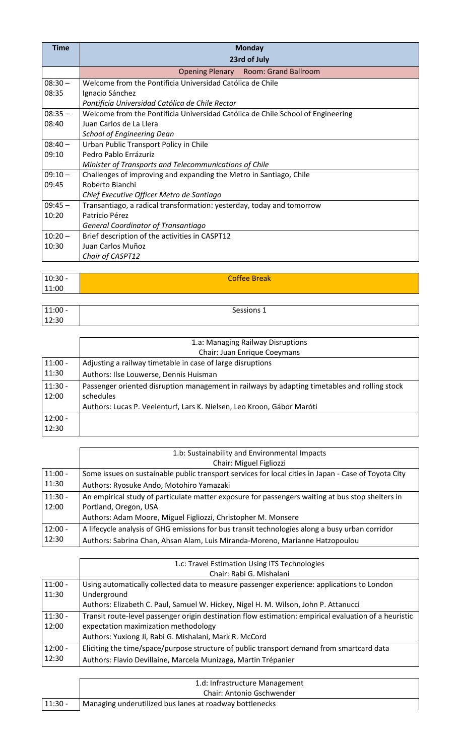| Time | Monday<br>23rd of July |
|---|---|
| | Opening Plenary Room: Grand Ballroom |
| 08:30 – 08:35 | Welcome from the Pontificia Universidad Católica de Chile<br>Ignacio Sánchez<br>*Pontificia Universidad Católica de Chile Rector* |
| 08:35 – 08:40 | Welcome from the Pontificia Universidad Católica de Chile School of Engineering<br>Juan Carlos de La Llera<br>*School of Engineering Dean* |
| 08:40 – 09:10 | Urban Public Transport Policy in Chile<br>Pedro Pablo Errázuriz<br>*Minister of Transports and Telecommunications of Chile* |
| 09:10 – 09:45 | Challenges of improving and expanding the Metro in Santiago, Chile<br>Roberto Bianchi<br>*Chief Executive Officer Metro de Santiago* |
| 09:45 – 10:20 | Transantiago, a radical transformation: yesterday, today and tomorrow<br>Patricio Pérez<br>*General Coordinator of Transantiago* |
| 10:20 – 10:30 | Brief description of the activities in CASPT12<br>Juan Carlos Muñoz<br>*Chair of CASPT12* |

| | |
|---|---|
| 10:30 - 11:00 | Coffee Break |

| | |
|---|---|
| 11:00 - 12:30 | Sessions 1 |

| | 1.a: Managing Railway Disruptions<br>Chair: Juan Enrique Coeymans |
|---|---|
| 11:00 - 11:30 | Adjusting a railway timetable in case of large disruptions<br>Authors: Ilse Louwerse, Dennis Huisman |
| 11:30 - 12:00 | Passenger oriented disruption management in railways by adapting timetables and rolling stock schedules<br>Authors: Lucas P. Veelenturf, Lars K. Nielsen, Leo Kroon, Gábor Maróti |
| 12:00 - 12:30 | |

| | 1.b: Sustainability and Environmental Impacts<br>Chair: Miguel Figliozzi |
|---|---|
| 11:00 - 11:30 | Some issues on sustainable public transport services for local cities in Japan - Case of Toyota City<br>Authors: Ryosuke Ando, Motohiro Yamazaki |
| 11:30 - 12:00 | An empirical study of particulate matter exposure for passengers waiting at bus stop shelters in Portland, Oregon, USA<br>Authors: Adam Moore, Miguel Figliozzi, Christopher M. Monsere |
| 12:00 - 12:30 | A lifecycle analysis of GHG emissions for bus transit technologies along a busy urban corridor<br>Authors: Sabrina Chan, Ahsan Alam, Luis Miranda-Moreno, Marianne Hatzopoulou |

| | 1.c: Travel Estimation Using ITS Technologies<br>Chair: Rabi G. Mishalani |
|---|---|
| 11:00 - 11:30 | Using automatically collected data to measure passenger experience: applications to London Underground<br>Authors: Elizabeth C. Paul, Samuel W. Hickey, Nigel H. M. Wilson, John P. Attanucci |
| 11:30 - 12:00 | Transit route-level passenger origin destination flow estimation: empirical evaluation of a heuristic expectation maximization methodology<br>Authors: Yuxiong Ji, Rabi G. Mishalani, Mark R. McCord |
| 12:00 - 12:30 | Eliciting the time/space/purpose structure of public transport demand from smartcard data<br>Authors: Flavio Devillaine, Marcela Munizaga, Martin Trépanier |

| | 1.d: Infrastructure Management<br>Chair: Antonio Gschwender |
|---|---|
| 11:30 - | Managing underutilized bus lanes at roadway bottlenecks |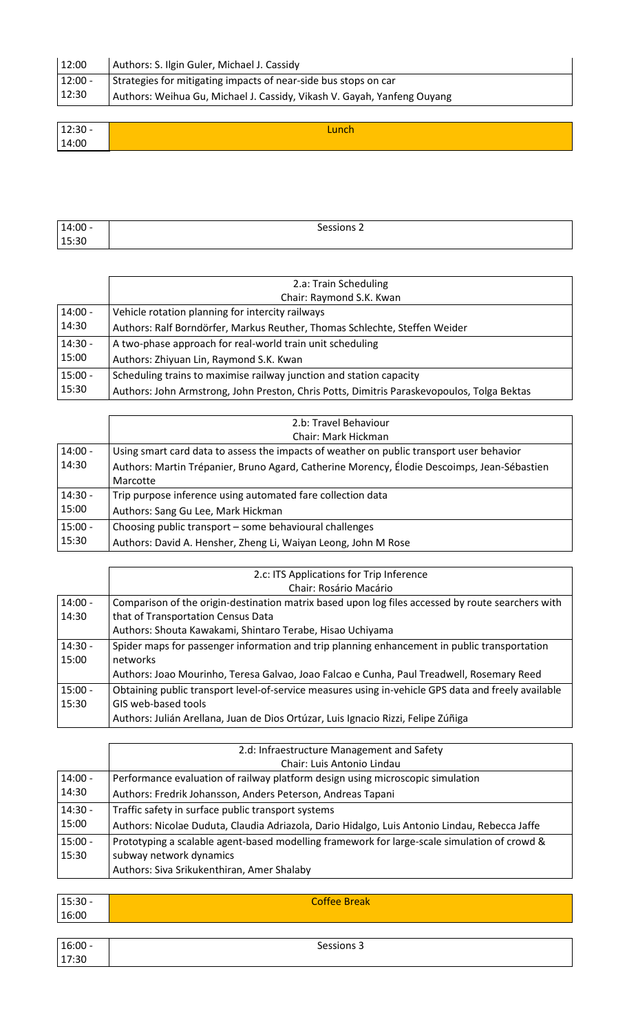| | |
|---|---|
| 12:00 | Authors: S. Ilgin Guler, Michael J. Cassidy |
| 12:00 - 12:30 | Strategies for mitigating impacts of near-side bus stops on car<br>Authors: Weihua Gu, Michael J. Cassidy, Vikash V. Gayah, Yanfeng Ouyang |

| | |
|---|---|
| 12:30 - 14:00 | Lunch |

| | |
|---|---|
| 14:00 - 15:30 | Sessions 2 |

| | 2.a: Train Scheduling<br>Chair: Raymond S.K. Kwan |
|---|---|
| 14:00 - 14:30 | Vehicle rotation planning for intercity railways<br>Authors: Ralf Borndörfer, Markus Reuther, Thomas Schlechte, Steffen Weider |
| 14:30 - 15:00 | A two-phase approach for real-world train unit scheduling<br>Authors: Zhiyuan Lin, Raymond S.K. Kwan |
| 15:00 - 15:30 | Scheduling trains to maximise railway junction and station capacity<br>Authors: John Armstrong, John Preston, Chris Potts, Dimitris Paraskevopoulos, Tolga Bektas |

| | 2.b: Travel Behaviour<br>Chair: Mark Hickman |
|---|---|
| 14:00 - 14:30 | Using smart card data to assess the impacts of weather on public transport user behavior<br>Authors: Martin Trépanier, Bruno Agard, Catherine Morency, Élodie Descoimps, Jean-Sébastien Marcotte |
| 14:30 - 15:00 | Trip purpose inference using automated fare collection data<br>Authors: Sang Gu Lee, Mark Hickman |
| 15:00 - 15:30 | Choosing public transport – some behavioural challenges<br>Authors: David A. Hensher, Zheng Li, Waiyan Leong, John M Rose |

| | 2.c: ITS Applications for Trip Inference<br>Chair: Rosário Macário |
|---|---|
| 14:00 - 14:30 | Comparison of the origin-destination matrix based upon log files accessed by route searchers with that of Transportation Census Data<br>Authors: Shouta Kawakami, Shintaro Terabe, Hisao Uchiyama |
| 14:30 - 15:00 | Spider maps for passenger information and trip planning enhancement in public transportation networks<br>Authors: Joao Mourinho, Teresa Galvao, Joao Falcao e Cunha, Paul Treadwell, Rosemary Reed |
| 15:00 - 15:30 | Obtaining public transport level-of-service measures using in-vehicle GPS data and freely available GIS web-based tools<br>Authors: Julián Arellana, Juan de Dios Ortúzar, Luis Ignacio Rizzi, Felipe Zúñiga |

| | 2.d: Infraestructure Management and Safety<br>Chair: Luis Antonio Lindau |
|---|---|
| 14:00 - 14:30 | Performance evaluation of railway platform design using microscopic simulation<br>Authors: Fredrik Johansson, Anders Peterson, Andreas Tapani |
| 14:30 - 15:00 | Traffic safety in surface public transport systems<br>Authors: Nicolae Duduta, Claudia Adriazola, Dario Hidalgo, Luis Antonio Lindau, Rebecca Jaffe |
| 15:00 - 15:30 | Prototyping a scalable agent-based modelling framework for large-scale simulation of crowd & subway network dynamics<br>Authors: Siva Srikukenthiran, Amer Shalaby |

| | |
|---|---|
| 15:30 - 16:00 | Coffee Break |

| | |
|---|---|
| 16:00 - 17:30 | Sessions 3 |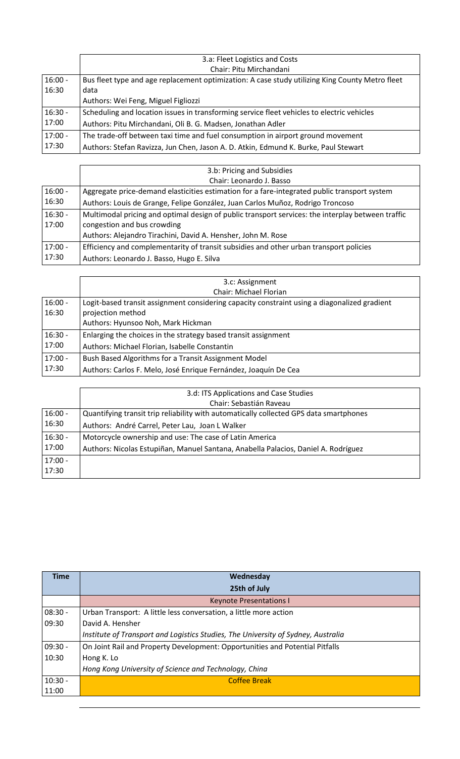| | 3.a: Fleet Logistics and Costs<br>Chair: Pitu Mirchandani |
|---|---|
| 16:00 - 16:30 | Bus fleet type and age replacement optimization: A case study utilizing King County Metro fleet data<br>Authors: Wei Feng, Miguel Figliozzi |
| 16:30 - 17:00 | Scheduling and location issues in transforming service fleet vehicles to electric vehicles<br>Authors: Pitu Mirchandani, Oli B. G. Madsen, Jonathan Adler |
| 17:00 - 17:30 | The trade-off between taxi time and fuel consumption in airport ground movement<br>Authors: Stefan Ravizza, Jun Chen, Jason A. D. Atkin, Edmund K. Burke, Paul Stewart |

| | 3.b: Pricing and Subsidies<br>Chair: Leonardo J. Basso |
|---|---|
| 16:00 - 16:30 | Aggregate price-demand elasticities estimation for a fare-integrated public transport system<br>Authors: Louis de Grange, Felipe González, Juan Carlos Muñoz, Rodrigo Troncoso |
| 16:30 - 17:00 | Multimodal pricing and optimal design of public transport services: the interplay between traffic congestion and bus crowding<br>Authors: Alejandro Tirachini, David A. Hensher, John M. Rose |
| 17:00 - 17:30 | Efficiency and complementarity of transit subsidies and other urban transport policies<br>Authors: Leonardo J. Basso, Hugo E. Silva |

| | 3.c: Assignment<br>Chair: Michael Florian |
|---|---|
| 16:00 - 16:30 | Logit-based transit assignment considering capacity constraint using a diagonalized gradient projection method<br>Authors: Hyunsoo Noh, Mark Hickman |
| 16:30 - 17:00 | Enlarging the choices in the strategy based transit assignment<br>Authors: Michael Florian, Isabelle Constantin |
| 17:00 - 17:30 | Bush Based Algorithms for a Transit Assignment Model<br>Authors: Carlos F. Melo, José Enrique Fernández, Joaquín De Cea |

| | 3.d: ITS Applications and Case Studies<br>Chair: Sebastián Raveau |
|---|---|
| 16:00 - 16:30 | Quantifying transit trip reliability with automatically collected GPS data smartphones<br>Authors: André Carrel, Peter Lau, Joan L Walker |
| 16:30 - 17:00 | Motorcycle ownership and use: The case of Latin America<br>Authors: Nicolas Estupiñan, Manuel Santana, Anabella Palacios, Daniel A. Rodríguez |
| 17:00 - 17:30 | |

| **Time** | **Wednesday**<br>**25th of July** |
|---|---|
| | Keynote Presentations I |
| 08:30 - 09:30 | Urban Transport: A little less conversation, a little more action<br>David A. Hensher<br>*Institute of Transport and Logistics Studies, The University of Sydney, Australia* |
| 09:30 - 10:30 | On Joint Rail and Property Development: Opportunities and Potential Pitfalls<br>Hong K. Lo<br>*Hong Kong University of Science and Technology, China* |
| 10:30 - 11:00 | Coffee Break |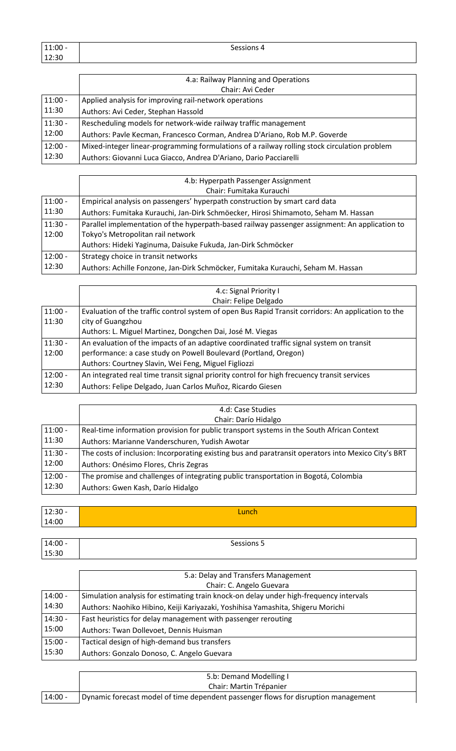| | |
|---|---|
| 11:00 - 12:30 | Sessions 4 |

| | 4.a: Railway Planning and Operations<br>Chair: Avi Ceder |
|---|---|
| 11:00 - 11:30 | Applied analysis for improving rail-network operations<br>Authors: Avi Ceder, Stephan Hassold |
| 11:30 - 12:00 | Rescheduling models for network-wide railway traffic management<br>Authors: Pavle Kecman, Francesco Corman, Andrea D'Ariano, Rob M.P. Goverde |
| 12:00 - 12:30 | Mixed-integer linear-programming formulations of a railway rolling stock circulation problem<br>Authors: Giovanni Luca Giacco, Andrea D'Ariano, Dario Pacciarelli |

| | 4.b: Hyperpath Passenger Assignment<br>Chair: Fumitaka Kurauchi |
|---|---|
| 11:00 - 11:30 | Empirical analysis on passengers' hyperpath construction by smart card data<br>Authors: Fumitaka Kurauchi, Jan-Dirk Schmöecker, Hirosi Shimamoto, Seham M. Hassan |
| 11:30 - 12:00 | Parallel implementation of the hyperpath-based railway passenger assignment: An application to Tokyo's Metropolitan rail network<br>Authors: Hideki Yaginuma, Daisuke Fukuda, Jan-Dirk Schmöcker |
| 12:00 - 12:30 | Strategy choice in transit networks<br>Authors: Achille Fonzone, Jan-Dirk Schmöcker, Fumitaka Kurauchi, Seham M. Hassan |

| | 4.c: Signal Priority I<br>Chair: Felipe Delgado |
|---|---|
| 11:00 - 11:30 | Evaluation of the traffic control system of open Bus Rapid Transit corridors: An application to the city of Guangzhou<br>Authors: L. Miguel Martinez, Dongchen Dai, José M. Viegas |
| 11:30 - 12:00 | An evaluation of the impacts of an adaptive coordinated traffic signal system on transit performance: a case study on Powell Boulevard (Portland, Oregon)<br>Authors: Courtney Slavin, Wei Feng, Miguel Figliozzi |
| 12:00 - 12:30 | An integrated real time transit signal priority control for high frecuency transit services<br>Authors: Felipe Delgado, Juan Carlos Muñoz, Ricardo Giesen |

| | 4.d: Case Studies<br>Chair: Darío Hidalgo |
|---|---|
| 11:00 - 11:30 | Real-time information provision for public transport systems in the South African Context<br>Authors: Marianne Vanderschuren, Yudish Awotar |
| 11:30 - 12:00 | The costs of inclusion: Incorporating existing bus and paratransit operators into Mexico City's BRT<br>Authors: Onésimo Flores, Chris Zegras |
| 12:00 - 12:30 | The promise and challenges of integrating public transportation in Bogotá, Colombia<br>Authors: Gwen Kash, Darío Hidalgo |

| | |
|---|---|
| 12:30 - 14:00 | Lunch |

| | |
|---|---|
| 14:00 - 15:30 | Sessions 5 |

| | 5.a: Delay and Transfers Management<br>Chair: C. Angelo Guevara |
|---|---|
| 14:00 - 14:30 | Simulation analysis for estimating train knock-on delay under high-frequency intervals<br>Authors: Naohiko Hibino, Keiji Kariyazaki, Yoshihisa Yamashita, Shigeru Morichi |
| 14:30 - 15:00 | Fast heuristics for delay management with passenger rerouting<br>Authors: Twan Dollevoet, Dennis Huisman |
| 15:00 - 15:30 | Tactical design of high-demand bus transfers<br>Authors: Gonzalo Donoso, C. Angelo Guevara |

| | 5.b: Demand Modelling I<br>Chair: Martin Trépanier |
|---|---|
| 14:00 - | Dynamic forecast model of time dependent passenger flows for disruption management |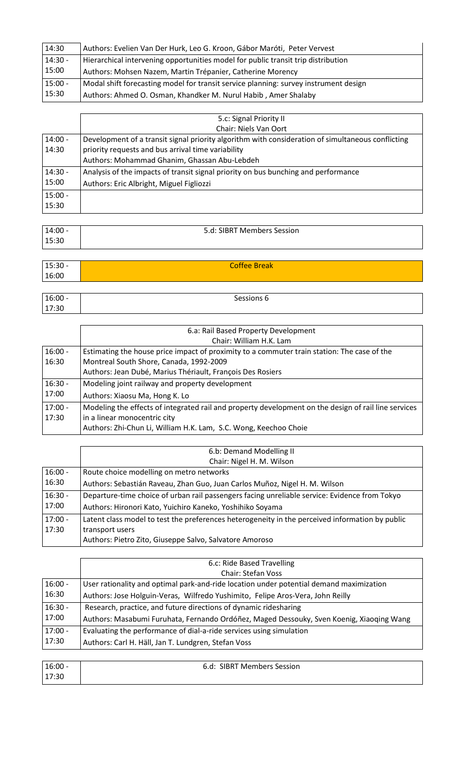| | |
|---|---|
| 14:30 | Authors: Evelien Van Der Hurk, Leo G. Kroon, Gábor Maróti, Peter Vervest |
| 14:30 - 15:00 | Hierarchical intervening opportunities model for public transit trip distribution<br>Authors: Mohsen Nazem, Martin Trépanier, Catherine Morency |
| 15:00 - 15:30 | Modal shift forecasting model for transit service planning: survey instrument design<br>Authors: Ahmed O. Osman, Khandker M. Nurul Habib , Amer Shalaby |

| | 5.c: Signal Priority II<br>Chair: Niels Van Oort |
|---|---|
| 14:00 - 14:30 | Development of a transit signal priority algorithm with consideration of simultaneous conflicting priority requests and bus arrival time variability<br>Authors: Mohammad Ghanim, Ghassan Abu-Lebdeh |
| 14:30 - 15:00 | Analysis of the impacts of transit signal priority on bus bunching and performance<br>Authors: Eric Albright, Miguel Figliozzi |
| 15:00 - 15:30 | |

| | |
|---|---|
| 14:00 - 15:30 | 5.d: SIBRT Members Session |

| | |
|---|---|
| 15:30 - 16:00 | Coffee Break |

| | |
|---|---|
| 16:00 - 17:30 | Sessions 6 |

| | 6.a: Rail Based Property Development<br>Chair: William H.K. Lam |
|---|---|
| 16:00 - 16:30 | Estimating the house price impact of proximity to a commuter train station: The case of the Montreal South Shore, Canada, 1992-2009<br>Authors: Jean Dubé, Marius Thériault, François Des Rosiers |
| 16:30 - 17:00 | Modeling joint railway and property development<br>Authors: Xiaosu Ma, Hong K. Lo |
| 17:00 - 17:30 | Modeling the effects of integrated rail and property development on the design of rail line services in a linear monocentric city<br>Authors: Zhi-Chun Li, William H.K. Lam, S.C. Wong, Keechoo Choie |

| | 6.b: Demand Modelling II<br>Chair: Nigel H. M. Wilson |
|---|---|
| 16:00 - 16:30 | Route choice modelling on metro networks<br>Authors: Sebastián Raveau, Zhan Guo, Juan Carlos Muñoz, Nigel H. M. Wilson |
| 16:30 - 17:00 | Departure-time choice of urban rail passengers facing unreliable service: Evidence from Tokyo<br>Authors: Hironori Kato, Yuichiro Kaneko, Yoshihiko Soyama |
| 17:00 - 17:30 | Latent class model to test the preferences heterogeneity in the perceived information by public transport users<br>Authors: Pietro Zito, Giuseppe Salvo, Salvatore Amoroso |

| | 6.c: Ride Based Travelling<br>Chair: Stefan Voss |
|---|---|
| 16:00 - 16:30 | User rationality and optimal park-and-ride location under potential demand maximization<br>Authors: Jose Holguin-Veras, Wilfredo Yushimito, Felipe Aros-Vera, John Reilly |
| 16:30 - 17:00 | Research, practice, and future directions of dynamic ridesharing<br>Authors: Masabumi Furuhata, Fernando Ordóñez, Maged Dessouky, Sven Koenig, Xiaoqing Wang |
| 17:00 - 17:30 | Evaluating the performance of dial-a-ride services using simulation<br>Authors: Carl H. Häll, Jan T. Lundgren, Stefan Voss |

| | |
|---|---|
| 16:00 - 17:30 | 6.d: SIBRT Members Session |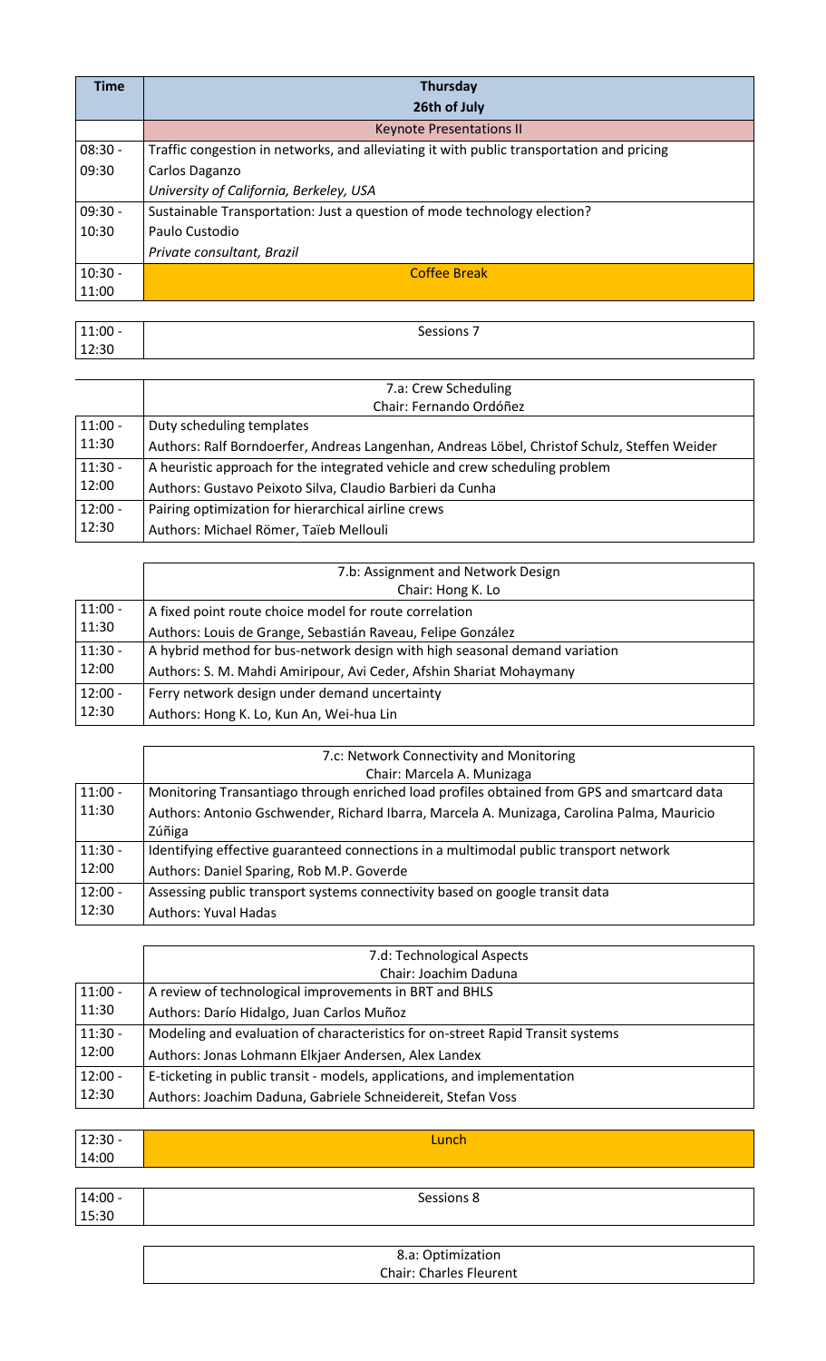| Time | Thursday 26th of July |
| --- | --- |
| | Keynote Presentations II |
| 08:30 - 09:30 | Traffic congestion in networks, and alleviating it with public transportation and pricing<br>Carlos Daganzo<br>*University of California, Berkeley, USA* |
| 09:30 - 10:30 | Sustainable Transportation: Just a question of mode technology election?<br>Paulo Custodio<br>*Private consultant, Brazil* |
| 10:30 - 11:00 | Coffee Break |

| | |
| --- | --- |
| 11:00 - 12:30 | Sessions 7 |

| | 7.a: Crew Scheduling<br>Chair: Fernando Ordóñez |
| --- | --- |
| 11:00 - 11:30 | Duty scheduling templates<br>Authors: Ralf Borndoerfer, Andreas Langenhan, Andreas Löbel, Christof Schulz, Steffen Weider |
| 11:30 - 12:00 | A heuristic approach for the integrated vehicle and crew scheduling problem<br>Authors: Gustavo Peixoto Silva, Claudio Barbieri da Cunha |
| 12:00 - 12:30 | Pairing optimization for hierarchical airline crews<br>Authors: Michael Römer, Taïeb Mellouli |

| | 7.b: Assignment and Network Design<br>Chair: Hong K. Lo |
| --- | --- |
| 11:00 - 11:30 | A fixed point route choice model for route correlation<br>Authors: Louis de Grange, Sebastián Raveau, Felipe González |
| 11:30 - 12:00 | A hybrid method for bus-network design with high seasonal demand variation<br>Authors: S. M. Mahdi Amiripour, Avi Ceder, Afshin Shariat Mohaymany |
| 12:00 - 12:30 | Ferry network design under demand uncertainty<br>Authors: Hong K. Lo, Kun An, Wei-hua Lin |

| | 7.c: Network Connectivity and Monitoring<br>Chair: Marcela A. Munizaga |
| --- | --- |
| 11:00 - 11:30 | Monitoring Transantiago through enriched load profiles obtained from GPS and smartcard data<br>Authors: Antonio Gschwender, Richard Ibarra, Marcela A. Munizaga, Carolina Palma, Mauricio Zúñiga |
| 11:30 - 12:00 | Identifying effective guaranteed connections in a multimodal public transport network<br>Authors: Daniel Sparing, Rob M.P. Goverde |
| 12:00 - 12:30 | Assessing public transport systems connectivity based on google transit data<br>Authors: Yuval Hadas |

| | 7.d: Technological Aspects<br>Chair: Joachim Daduna |
| --- | --- |
| 11:00 - 11:30 | A review of technological improvements in BRT and BHLS<br>Authors: Darío Hidalgo, Juan Carlos Muñoz |
| 11:30 - 12:00 | Modeling and evaluation of characteristics for on-street Rapid Transit systems<br>Authors: Jonas Lohmann Elkjaer Andersen, Alex Landex |
| 12:00 - 12:30 | E-ticketing in public transit - models, applications, and implementation<br>Authors: Joachim Daduna, Gabriele Schneidereit, Stefan Voss |

| | |
| --- | --- |
| 12:30 - 14:00 | Lunch |

| | |
| --- | --- |
| 14:00 - 15:30 | Sessions 8 |

| | 8.a: Optimization<br>Chair: Charles Fleurent |
| --- | --- |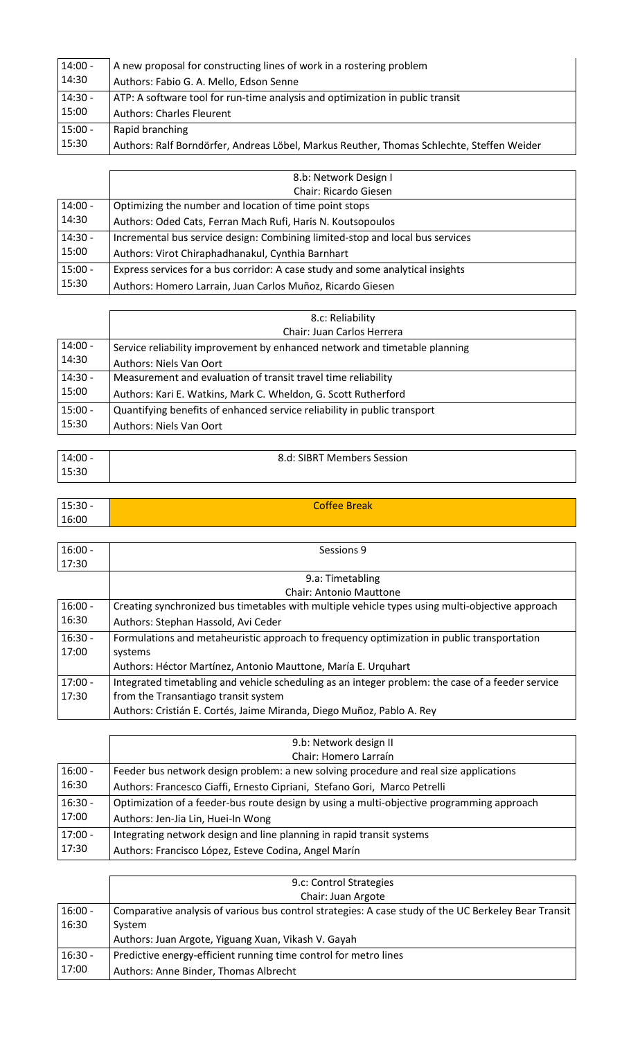| | |
|---|---|
| 14:00 - 14:30 | A new proposal for constructing lines of work in a rostering problem |
| | Authors: Fabio G. A. Mello, Edson Senne |
| 14:30 - 15:00 | ATP: A software tool for run-time analysis and optimization in public transit |
| | Authors: Charles Fleurent |
| 15:00 - 15:30 | Rapid branching |
| | Authors: Ralf Borndörfer, Andreas Löbel, Markus Reuther, Thomas Schlechte, Steffen Weider |

| | |
|---|---|
| | 8.b: Network Design I |
| | Chair: Ricardo Giesen |
| 14:00 - 14:30 | Optimizing the number and location of time point stops |
| | Authors: Oded Cats, Ferran Mach Rufi, Haris N. Koutsopoulos |
| 14:30 - 15:00 | Incremental bus service design: Combining limited-stop and local bus services |
| | Authors: Virot Chiraphadhanakul, Cynthia Barnhart |
| 15:00 - 15:30 | Express services for a bus corridor: A case study and some analytical insights |
| | Authors: Homero Larrain, Juan Carlos Muñoz, Ricardo Giesen |

| | |
|---|---|
| | 8.c: Reliability |
| | Chair: Juan Carlos Herrera |
| 14:00 - 14:30 | Service reliability improvement by enhanced network and timetable planning |
| | Authors: Niels Van Oort |
| 14:30 - 15:00 | Measurement and evaluation of transit travel time reliability |
| | Authors: Kari E. Watkins, Mark C. Wheldon, G. Scott Rutherford |
| 15:00 - 15:30 | Quantifying benefits of enhanced service reliability in public transport |
| | Authors: Niels Van Oort |

| | |
|---|---|
| 14:00 - 15:30 | 8.d: SIBRT Members Session |

| | |
|---|---|
| 15:30 - 16:00 | Coffee Break |

| | |
|---|---|
| 16:00 - 17:30 | Sessions 9 |
| | 9.a: Timetabling |
| | Chair: Antonio Mauttone |
| 16:00 - 16:30 | Creating synchronized bus timetables with multiple vehicle types using multi-objective approach |
| | Authors: Stephan Hassold, Avi Ceder |
| 16:30 - 17:00 | Formulations and metaheuristic approach to frequency optimization in public transportation systems |
| | Authors: Héctor Martínez, Antonio Mauttone, María E. Urquhart |
| 17:00 - 17:30 | Integrated timetabling and vehicle scheduling as an integer problem: the case of a feeder service from the Transantiago transit system |
| | Authors: Cristián E. Cortés, Jaime Miranda, Diego Muñoz, Pablo A. Rey |

| | |
|---|---|
| | 9.b: Network design II |
| | Chair: Homero Larraín |
| 16:00 - 16:30 | Feeder bus network design problem: a new solving procedure and real size applications |
| | Authors: Francesco Ciaffi, Ernesto Cipriani, Stefano Gori, Marco Petrelli |
| 16:30 - 17:00 | Optimization of a feeder-bus route design by using a multi-objective programming approach |
| | Authors: Jen-Jia Lin, Huei-In Wong |
| 17:00 - 17:30 | Integrating network design and line planning in rapid transit systems |
| | Authors: Francisco López, Esteve Codina, Angel Marín |

| | |
|---|---|
| | 9.c: Control Strategies |
| | Chair: Juan Argote |
| 16:00 - 16:30 | Comparative analysis of various bus control strategies: A case study of the UC Berkeley Bear Transit System |
| | Authors: Juan Argote, Yiguang Xuan, Vikash V. Gayah |
| 16:30 - 17:00 | Predictive energy-efficient running time control for metro lines |
| | Authors: Anne Binder, Thomas Albrecht |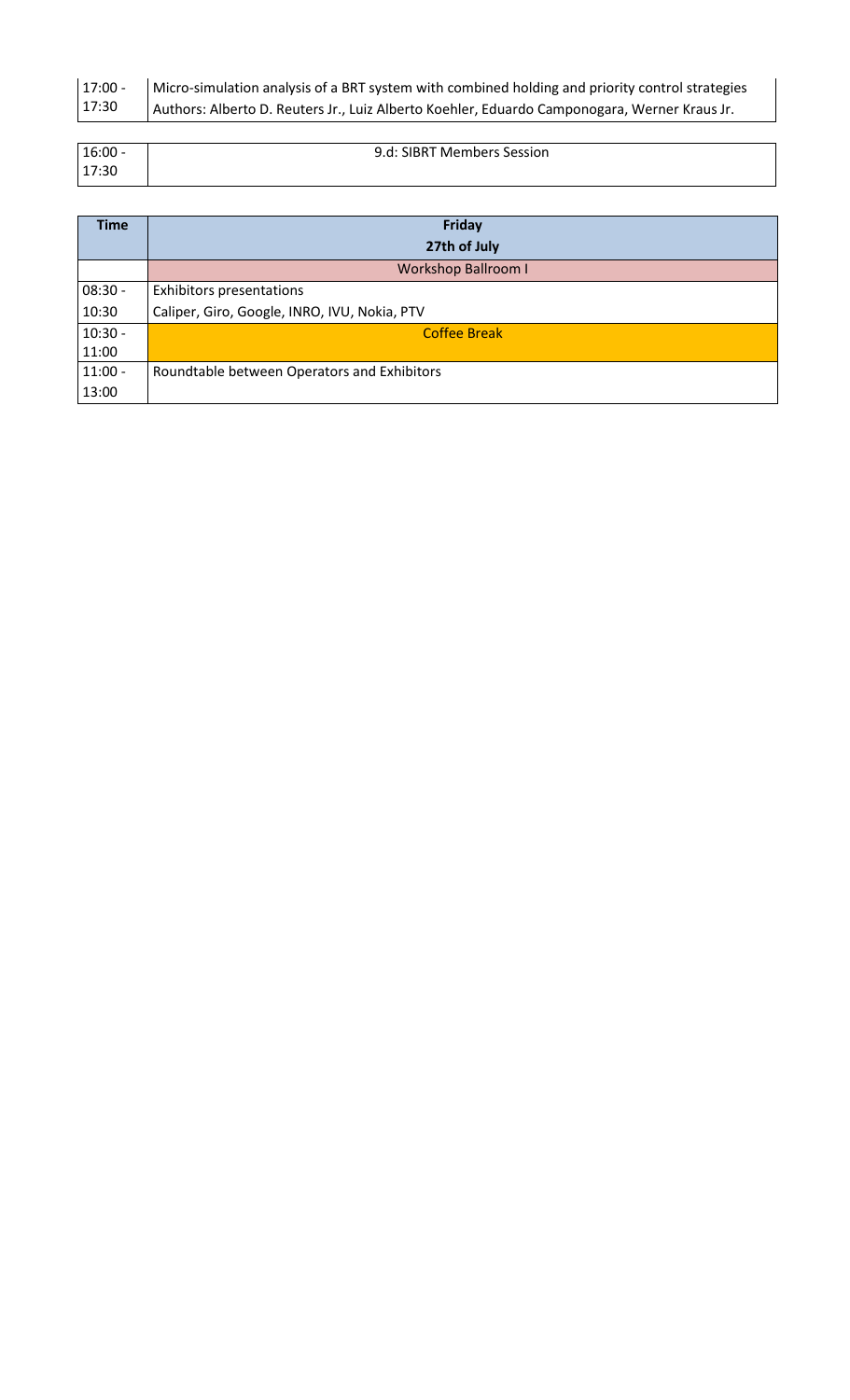| | |
|---|---|
| 17:00 - 17:30 | Micro-simulation analysis of a BRT system with combined holding and priority control strategies<br>Authors: Alberto D. Reuters Jr., Luiz Alberto Koehler, Eduardo Camponogara, Werner Kraus Jr. |

| | |
|---|---|
| 16:00 - 17:30 | 9.d: SIBRT Members Session |

| Time | Friday<br>27th of July |
|---|---|
| | Workshop Ballroom I |
| 08:30 - 10:30 | Exhibitors presentations<br>Caliper, Giro, Google, INRO, IVU, Nokia, PTV |
| 10:30 - 11:00 | Coffee Break |
| 11:00 - 13:00 | Roundtable between Operators and Exhibitors |